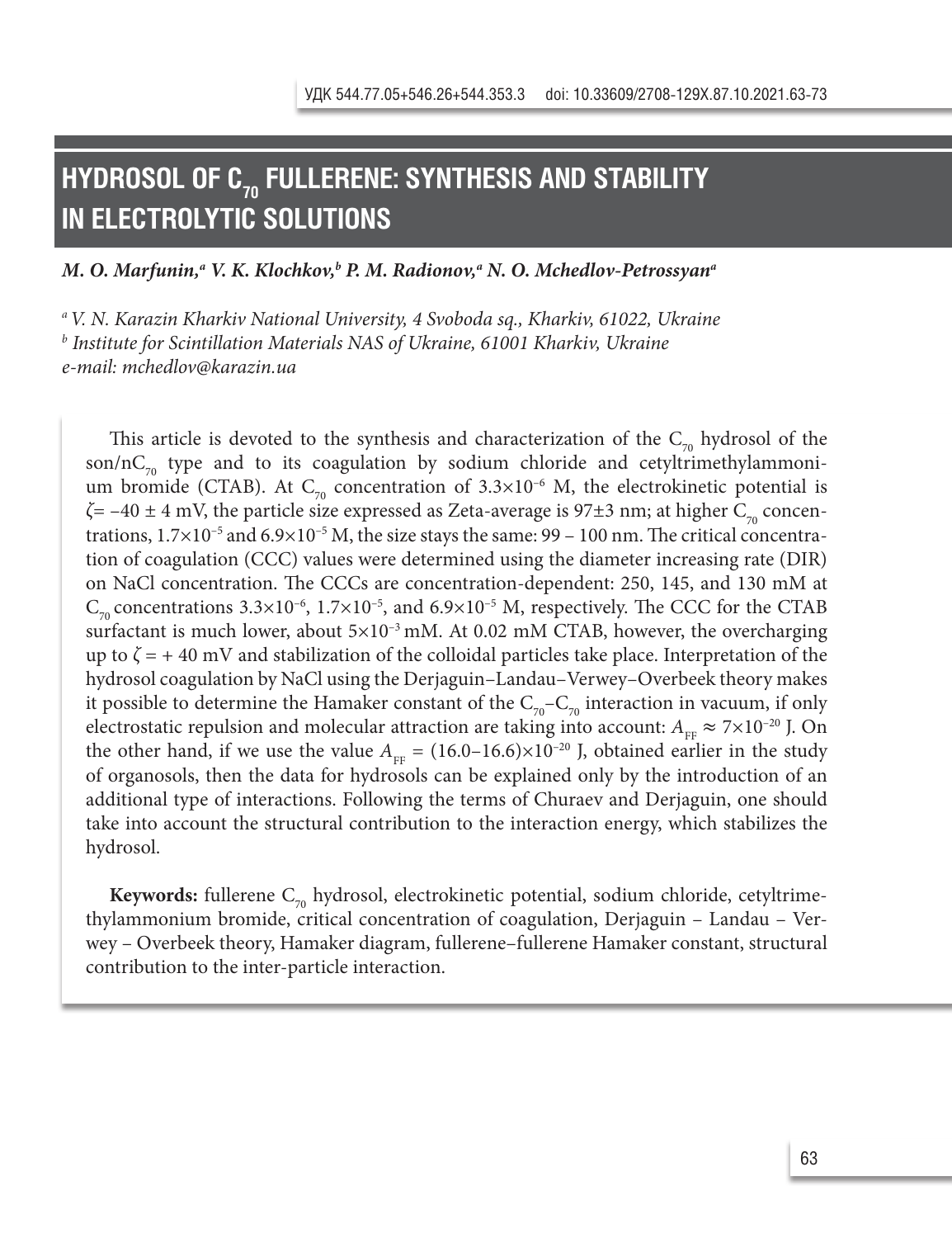УДК 544.77.05+546.26+544.353.3 doi: 10.33609/2708-129X.87.10.2021.63-73

# HYDROSOL OF $C_{70}$ FULLERENE: SYNTHESIS AND STABILITY IN ELECTROLYTIC SOLUTIONS

***M. O. Marfunin,[a] V. K. Klochkov,[b] P. M. Radionov,[a] N. O. Mchedlov-Petrossyan[a]***

*[a] V. N. Karazin Kharkiv National University, 4 Svoboda sq., Kharkiv, 61022, Ukraine*
*[b] Institute for Scintillation Materials NAS of Ukraine, 61001 Kharkiv, Ukraine*
*e-mail: mchedlov@karazin.ua*

This article is devoted to the synthesis and characterization of the $C_{70}$ hydrosol of the son/n$C_{70}$ type and to its coagulation by sodium chloride and cetyltrimethylammonium bromide (CTAB). At $C_{70}$ concentration of $3.3\times10^{-6}$ M, the electrokinetic potential is $\zeta = -40 \pm 4$ mV, the particle size expressed as Zeta-average is 97±3 nm; at higher $C_{70}$ concentrations, $1.7\times10^{-5}$ and $6.9\times10^{-5}$ M, the size stays the same: 99 – 100 nm. The critical concentration of coagulation (CCC) values were determined using the diameter increasing rate (DIR) on NaCl concentration. The CCCs are concentration-dependent: 250, 145, and 130 mM at $C_{70}$ concentrations $3.3\times10^{-6}$, $1.7\times10^{-5}$, and $6.9\times10^{-5}$ M, respectively. The CCC for the CTAB surfactant is much lower, about $5\times10^{-3}$ mM. At 0.02 mM CTAB, however, the overcharging up to $\zeta = +40$ mV and stabilization of the colloidal particles take place. Interpretation of the hydrosol coagulation by NaCl using the Derjaguin–Landau–Verwey–Overbeek theory makes it possible to determine the Hamaker constant of the $C_{70}$–$C_{70}$ interaction in vacuum, if only electrostatic repulsion and molecular attraction are taking into account: $A_{FF} \approx 7\times10^{-20}$ J. On the other hand, if we use the value $A_{FF} = (16.0–16.6)\times10^{-20}$ J, obtained earlier in the study of organosols, then the data for hydrosols can be explained only by the introduction of an additional type of interactions. Following the terms of Churaev and Derjaguin, one should take into account the structural contribution to the interaction energy, which stabilizes the hydrosol.

**Keywords:** fullerene $C_{70}$ hydrosol, electrokinetic potential, sodium chloride, cetyltrimethylammonium bromide, critical concentration of coagulation, Derjaguin – Landau – Verwey – Overbeek theory, Hamaker diagram, fullerene–fullerene Hamaker constant, structural contribution to the inter-particle interaction.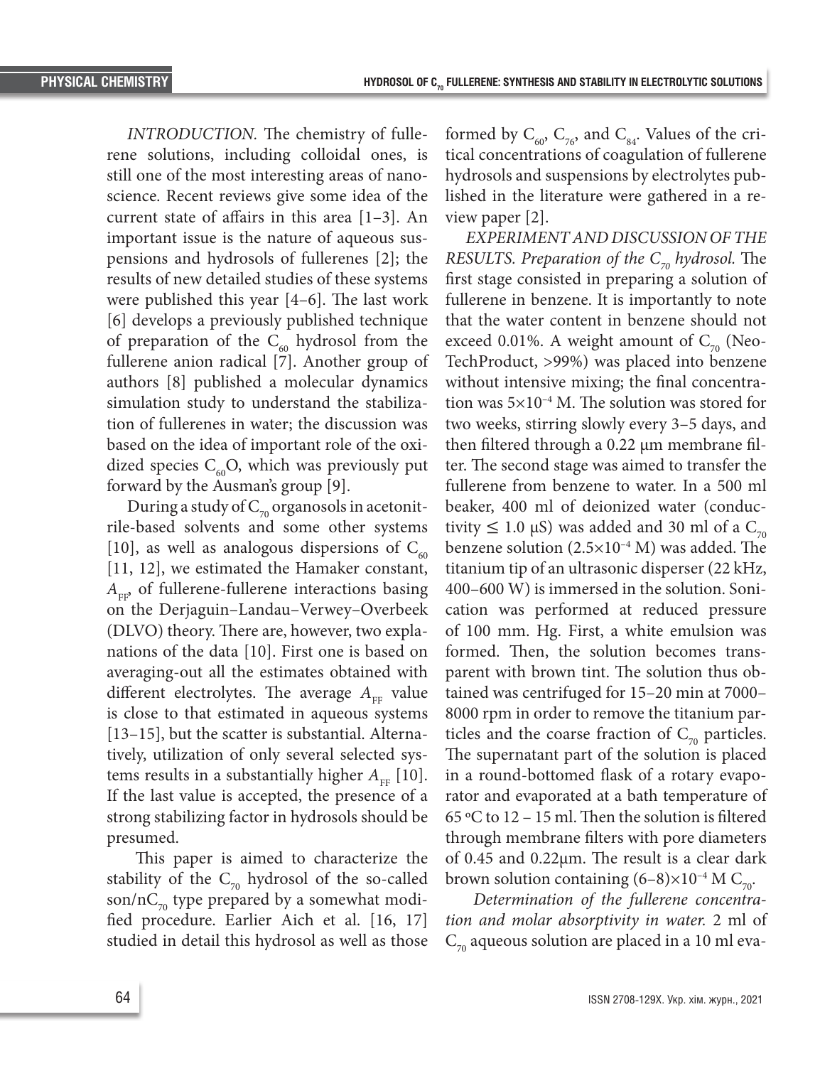*INTRODUCTION.* The chemistry of fullerene solutions, including colloidal ones, is still one of the most interesting areas of nanoscience. Recent reviews give some idea of the current state of affairs in this area [1–3]. An important issue is the nature of aqueous suspensions and hydrosols of fullerenes [2]; the results of new detailed studies of these systems were published this year [4–6]. The last work [6] develops a previously published technique of preparation of the $C_{60}$ hydrosol from the fullerene anion radical [7]. Another group of authors [8] published a molecular dynamics simulation study to understand the stabilization of fullerenes in water; the discussion was based on the idea of important role of the oxidized species $C_{60}O$, which was previously put forward by the Ausman's group [9].

During a study of $C_{70}$ organosols in acetonitrile-based solvents and some other systems [10], as well as analogous dispersions of $C_{60}$ [11, 12], we estimated the Hamaker constant, $A_{FF}$, of fullerene-fullerene interactions basing on the Derjaguin–Landau–Verwey–Overbeek (DLVO) theory. There are, however, two explanations of the data [10]. First one is based on averaging-out all the estimates obtained with different electrolytes. The average $A_{FF}$ value is close to that estimated in aqueous systems [13–15], but the scatter is substantial. Alternatively, utilization of only several selected systems results in a substantially higher $A_{FF}$ [10]. If the last value is accepted, the presence of a strong stabilizing factor in hydrosols should be presumed.

This paper is aimed to characterize the stability of the $C_{70}$ hydrosol of the so-called son/n$C_{70}$ type prepared by a somewhat modified procedure. Earlier Aich et al. [16, 17] studied in detail this hydrosol as well as those formed by $C_{60}$, $C_{76}$, and $C_{84}$. Values of the critical concentrations of coagulation of fullerene hydrosols and suspensions by electrolytes published in the literature were gathered in a review paper [2].

*EXPERIMENT AND DISCUSSION OF THE RESULTS. Preparation of the $C_{70}$ hydrosol.* The first stage consisted in preparing a solution of fullerene in benzene. It is importantly to note that the water content in benzene should not exceed 0.01%. A weight amount of $C_{70}$ (NeoTechProduct, >99%) was placed into benzene without intensive mixing; the final concentration was $5\times10^{-4}$ M. The solution was stored for two weeks, stirring slowly every 3–5 days, and then filtered through a 0.22 μm membrane filter. The second stage was aimed to transfer the fullerene from benzene to water. In a 500 ml beaker, 400 ml of deionized water (conductivity ≤ 1.0 μS) was added and 30 ml of a $C_{70}$ benzene solution ($2.5\times10^{-4}$ M) was added. The titanium tip of an ultrasonic disperser (22 kHz, 400–600 W) is immersed in the solution. Sonication was performed at reduced pressure of 100 mm. Hg. First, a white emulsion was formed. Then, the solution becomes transparent with brown tint. The solution thus obtained was centrifuged for 15–20 min at 7000–8000 rpm in order to remove the titanium particles and the coarse fraction of $C_{70}$ particles. The supernatant part of the solution is placed in a round-bottomed flask of a rotary evaporator and evaporated at a bath temperature of 65 °C to 12 – 15 ml. Then the solution is filtered through membrane filters with pore diameters of 0.45 and 0.22μm. The result is a clear dark brown solution containing $(6–8)\times10^{-4}$ M $C_{70}$.

*Determination of the fullerene concentration and molar absorptivity in water.* 2 ml of $C_{70}$ aqueous solution are placed in a 10 ml eva-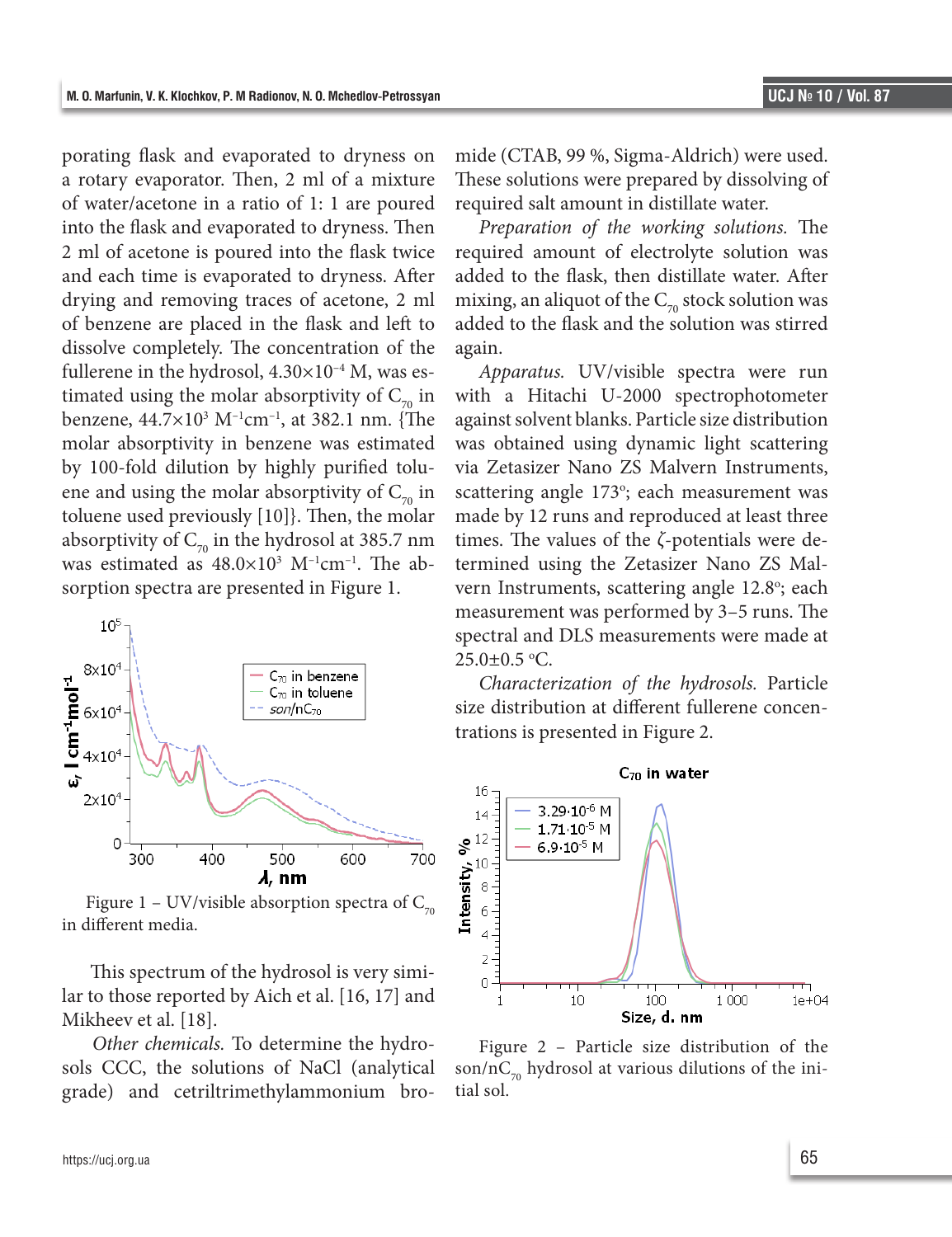porating flask and evaporated to dryness on a rotary evaporator. Then, 2 ml of a mixture of water/acetone in a ratio of 1: 1 are poured into the flask and evaporated to dryness. Then 2 ml of acetone is poured into the flask twice and each time is evaporated to dryness. After drying and removing traces of acetone, 2 ml of benzene are placed in the flask and left to dissolve completely. The concentration of the fullerene in the hydrosol, $4.30\times10^{-4}$ M, was estimated using the molar absorptivity of $C_{70}$ in benzene, $44.7\times10^{3}$ $M^{-1}cm^{-1}$, at 382.1 nm. {The molar absorptivity in benzene was estimated by 100-fold dilution by highly purified toluene and using the molar absorptivity of $C_{70}$ in toluene used previously [10]}. Then, the molar absorptivity of $C_{70}$ in the hydrosol at 385.7 nm was estimated as $48.0\times10^{3}$ $M^{-1}cm^{-1}$. The absorption spectra are presented in Figure 1.

Figure 1 – UV/visible absorption spectra of $C_{70}$ in different media.

This spectrum of the hydrosol is very similar to those reported by Aich et al. [16, 17] and Mikheev et al. [18].

*Other chemicals.* To determine the hydrosols CCC, the solutions of NaCl (analytical grade) and cetriltrimethylammonium bromide (CTAB, 99 %, Sigma-Aldrich) were used. These solutions were prepared by dissolving of required salt amount in distillate water.

*Preparation of the working solutions.* The required amount of electrolyte solution was added to the flask, then distillate water. After mixing, an aliquot of the $C_{70}$ stock solution was added to the flask and the solution was stirred again.

*Apparatus.* UV/visible spectra were run with a Hitachi U-2000 spectrophotometer against solvent blanks. Particle size distribution was obtained using dynamic light scattering via Zetasizer Nano ZS Malvern Instruments, scattering angle 173°; each measurement was made by 12 runs and reproduced at least three times. The values of the ζ-potentials were determined using the Zetasizer Nano ZS Malvern Instruments, scattering angle 12.8°; each measurement was performed by 3–5 runs. The spectral and DLS measurements were made at 25.0±0.5 °C.

*Characterization of the hydrosols.* Particle size distribution at different fullerene concentrations is presented in Figure 2.

Figure 2 – Particle size distribution of the son/n$C_{70}$ hydrosol at various dilutions of the initial sol.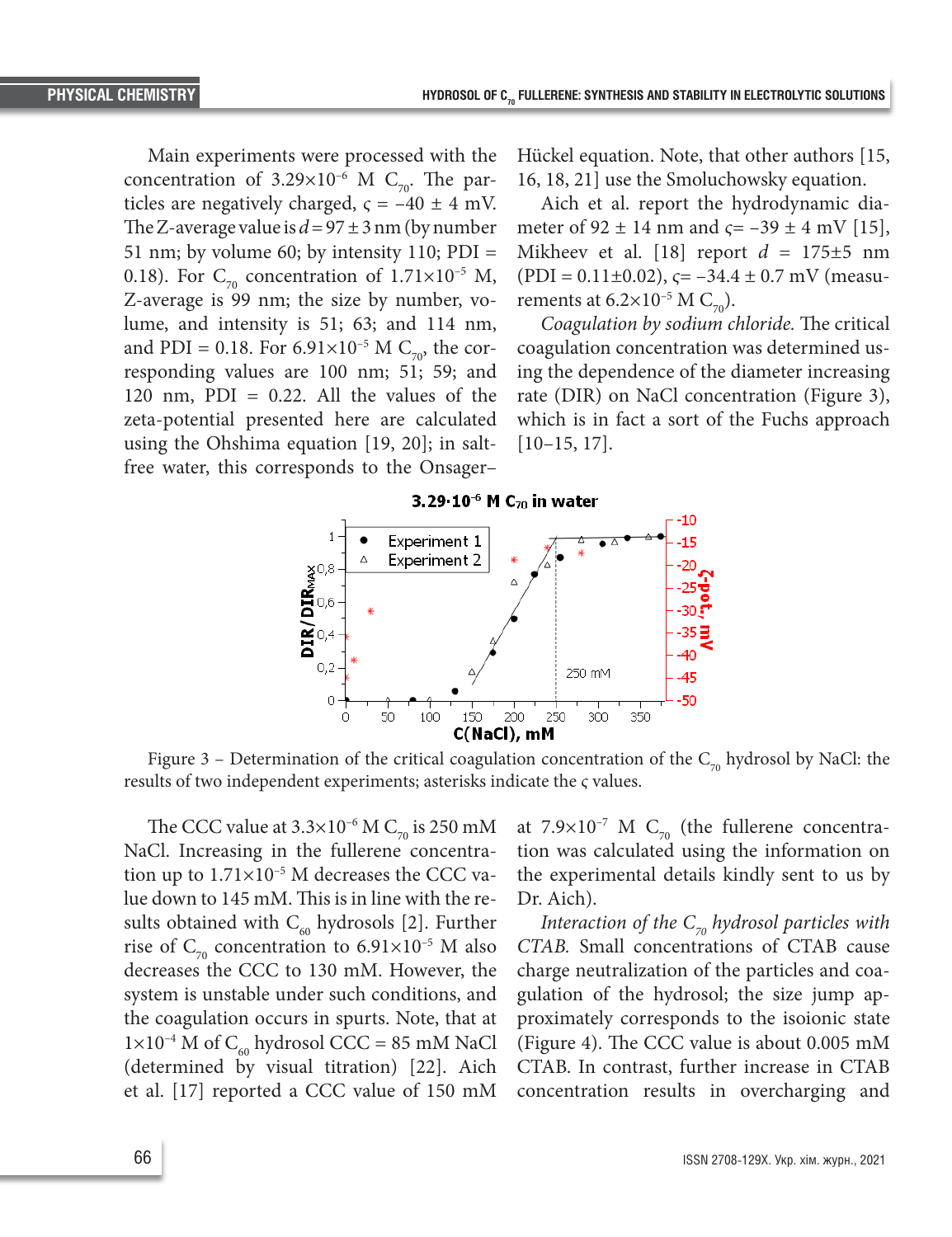Main experiments were processed with the concentration of $3.29\times10^{-6}$ M $C_{70}$. The particles are negatively charged, $\varsigma = -40 \pm 4$ mV. The Z-average value is $d = 97 \pm 3$ nm (by number 51 nm; by volume 60; by intensity 110; PDI = 0.18). For $C_{70}$ concentration of $1.71\times10^{-5}$ M, Z-average is 99 nm; the size by number, volume, and intensity is 51; 63; and 114 nm, and PDI = 0.18. For $6.91\times10^{-5}$ M $C_{70}$, the corresponding values are 100 nm; 51; 59; and 120 nm, PDI = 0.22. All the values of the zeta-potential presented here are calculated using the Ohshima equation [19, 20]; in salt-free water, this corresponds to the Onsager–Hückel equation. Note, that other authors [15, 16, 18, 21] use the Smoluchowsky equation.

Aich et al. report the hydrodynamic diameter of 92 ± 14 nm and $\varsigma = -39 \pm 4$ mV [15], Mikheev et al. [18] report $d$ = 175±5 nm (PDI = 0.11±0.02), $\varsigma = -34.4 \pm 0.7$ mV (measurements at $6.2\times10^{-5}$ M $C_{70}$).

*Coagulation by sodium chloride.* The critical coagulation concentration was determined using the dependence of the diameter increasing rate (DIR) on NaCl concentration (Figure 3), which is in fact a sort of the Fuchs approach [10–15, 17].

Figure 3 – Determination of the critical coagulation concentration of the $C_{70}$ hydrosol by NaCl: the results of two independent experiments; asterisks indicate the ς values.

The CCC value at $3.3\times10^{-6}$ M $C_{70}$ is 250 mM NaCl. Increasing in the fullerene concentration up to $1.71\times10^{-5}$ M decreases the CCC value down to 145 mM. This is in line with the results obtained with $C_{60}$ hydrosols [2]. Further rise of $C_{70}$ concentration to $6.91\times10^{-5}$ M also decreases the CCC to 130 mM. However, the system is unstable under such conditions, and the coagulation occurs in spurts. Note, that at $1\times10^{-4}$ M of $C_{60}$ hydrosol CCC = 85 mM NaCl (determined by visual titration) [22]. Aich et al. [17] reported a CCC value of 150 mM at $7.9\times10^{-7}$ M $C_{70}$ (the fullerene concentration was calculated using the information on the experimental details kindly sent to us by Dr. Aich).

*Interaction of the $C_{70}$ hydrosol particles with CTAB.* Small concentrations of CTAB cause charge neutralization of the particles and coagulation of the hydrosol; the size jump approximately corresponds to the isoionic state (Figure 4). The CCC value is about 0.005 mM CTAB. In contrast, further increase in CTAB concentration results in overcharging and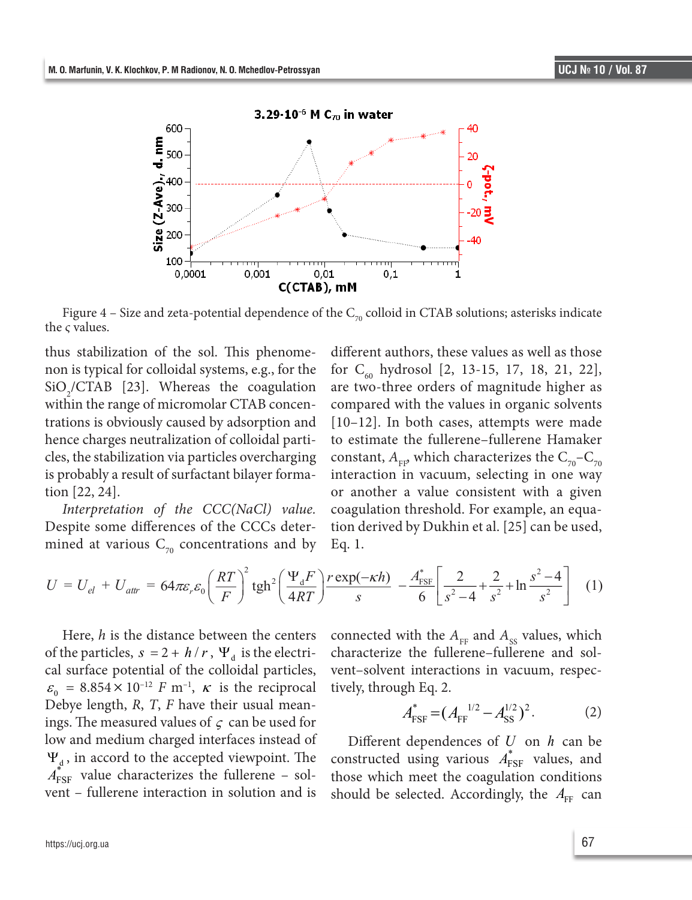Figure 4 – Size and zeta-potential dependence of the $C_{70}$ colloid in CTAB solutions; asterisks indicate the $\varsigma$ values.

thus stabilization of the sol. This phenomenon is typical for colloidal systems, e.g., for the $SiO_2$/CTAB [23]. Whereas the coagulation within the range of micromolar CTAB concentrations is obviously caused by adsorption and hence charges neutralization of colloidal particles, the stabilization via particles overcharging is probably a result of surfactant bilayer formation [22, 24].

*Interpretation of the CCC(NaCl) value.* Despite some differences of the CCCs determined at various $C_{70}$ concentrations and by different authors, these values as well as those for $C_{60}$ hydrosol [2, 13-15, 17, 18, 21, 22], are two-three orders of magnitude higher as compared with the values in organic solvents [10–12]. In both cases, attempts were made to estimate the fullerene–fullerene Hamaker constant, $A_{FF}$, which characterizes the $C_{70}$–$C_{70}$ interaction in vacuum, selecting in one way or another a value consistent with a given coagulation threshold. For example, an equation derived by Dukhin et al. [25] can be used, Eq. 1.

$$U = U_{el} + U_{attr} = 64\pi\varepsilon_r\varepsilon_0\left(\frac{RT}{F}\right)^2 \mathrm{tgh}^2\left(\frac{\Psi_d F}{4RT}\right)\frac{r\exp(-\kappa h)}{s} - \frac{A^*_{FSF}}{6}\left[\frac{2}{s^2-4}+\frac{2}{s^2}+\ln\frac{s^2-4}{s^2}\right] \quad (1)$$

Here, $h$ is the distance between the centers of the particles, $s = 2 + h/r$, $\Psi_d$ is the electrical surface potential of the colloidal particles, $\varepsilon_0 = 8.854\times10^{-12}$ F m$^{-1}$, $\kappa$ is the reciprocal Debye length, $R$, $T$, $F$ have their usual meanings. The measured values of $\varsigma$ can be used for low and medium charged interfaces instead of $\Psi_d$, in accord to the accepted viewpoint. The $A^*_{FSF}$ value characterizes the fullerene – solvent – fullerene interaction in solution and is connected with the $A_{FF}$ and $A_{SS}$ values, which characterize the fullerene–fullerene and solvent–solvent interactions in vacuum, respectively, through Eq. 2.

$$A^*_{FSF} = (A_{FF}^{1/2} - A_{SS}^{1/2})^2. \quad (2)$$

Different dependences of $U$ on $h$ can be constructed using various $A^*_{FSF}$ values, and those which meet the coagulation conditions should be selected. Accordingly, the $A_{FF}$ can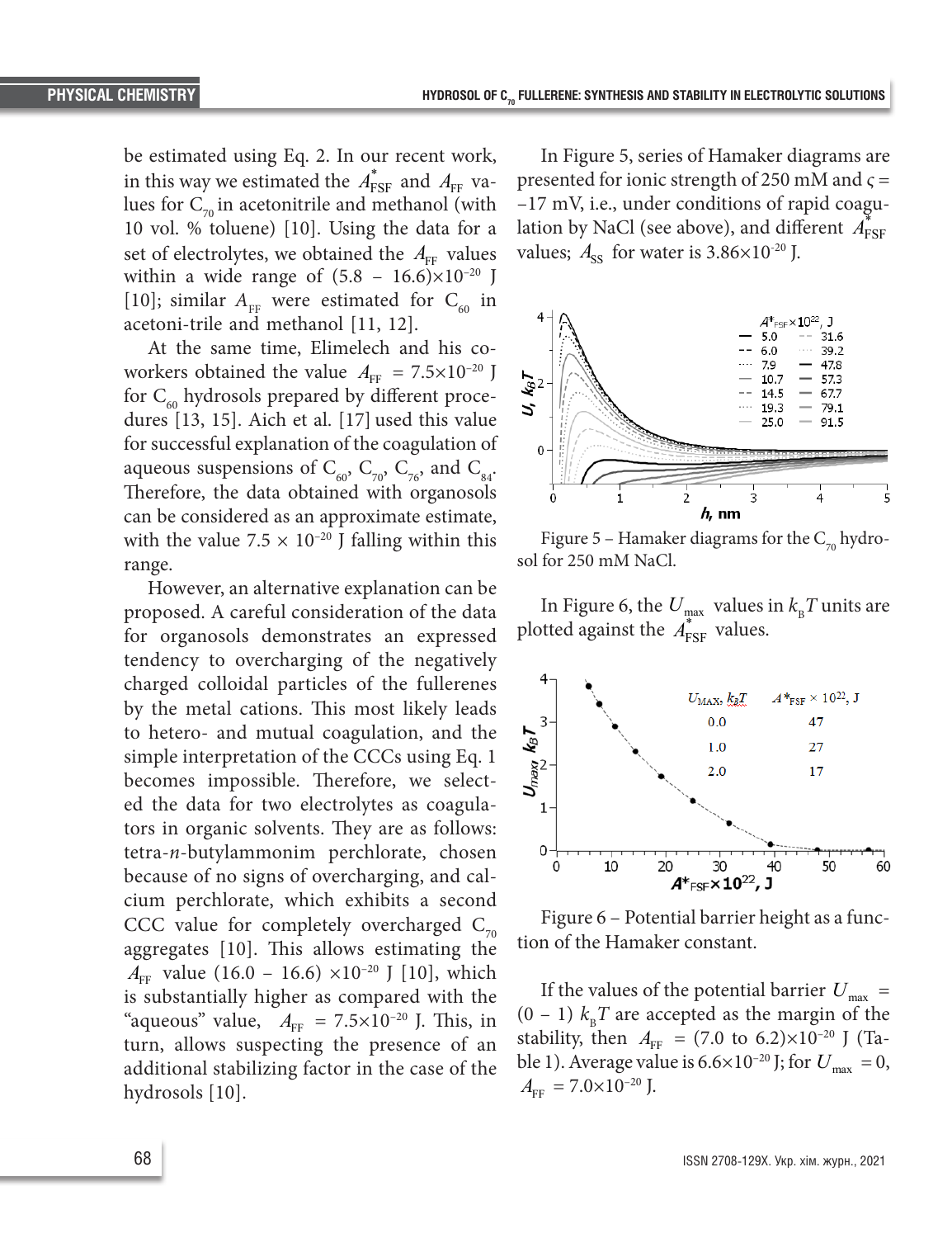be estimated using Eq. 2. In our recent work, in this way we estimated the $A^*_{FSF}$ and $A_{FF}$ values for $C_{70}$ in acetonitrile and methanol (with 10 vol. % toluene) [10]. Using the data for a set of electrolytes, we obtained the $A_{FF}$ values within a wide range of $(5.8 - 16.6)\times10^{-20}$ J [10]; similar $A_{FF}$ were estimated for $C_{60}$ in acetoni-trile and methanol [11, 12].

At the same time, Elimelech and his coworkers obtained the value $A_{FF} = 7.5\times10^{-20}$ J for $C_{60}$ hydrosols prepared by different procedures [13, 15]. Aich et al. [17] used this value for successful explanation of the coagulation of aqueous suspensions of $C_{60}$, $C_{70}$, $C_{76}$, and $C_{84}$. Therefore, the data obtained with organosols can be considered as an approximate estimate, with the value $7.5 \times 10^{-20}$ J falling within this range.

However, an alternative explanation can be proposed. A careful consideration of the data for organosols demonstrates an expressed tendency to overcharging of the negatively charged colloidal particles of the fullerenes by the metal cations. This most likely leads to hetero- and mutual coagulation, and the simple interpretation of the CCCs using Eq. 1 becomes impossible. Therefore, we selected the data for two electrolytes as coagulators in organic solvents. They are as follows: tetra-*n*-butylammonim perchlorate, chosen because of no signs of overcharging, and calcium perchlorate, which exhibits a second CCC value for completely overcharged $C_{70}$ aggregates [10]. This allows estimating the $A_{FF}$ value $(16.0 - 16.6)\times10^{-20}$ J [10], which is substantially higher as compared with the "aqueous" value, $A_{FF} = 7.5\times10^{-20}$ J. This, in turn, allows suspecting the presence of an additional stabilizing factor in the case of the hydrosols [10].

In Figure 5, series of Hamaker diagrams are presented for ionic strength of 250 mM and $\varsigma = -17$ mV, i.e., under conditions of rapid coagulation by NaCl (see above), and different $A^*_{FSF}$ values; $A_{SS}$ for water is $3.86\times10^{-20}$ J.

Figure 5 – Hamaker diagrams for the $C_{70}$ hydrosol for 250 mM NaCl.

In Figure 6, the $U_{max}$ values in $k_BT$ units are plotted against the $A^*_{FSF}$ values.

Figure 6 – Potential barrier height as a function of the Hamaker constant.

If the values of the potential barrier $U_{max} = (0 - 1)\ k_BT$ are accepted as the margin of the stability, then $A_{FF} = (7.0$ to $6.2)\times10^{-20}$ J (Table 1). Average value is $6.6\times10^{-20}$ J; for $U_{max} = 0$, $A_{FF} = 7.0\times10^{-20}$ J.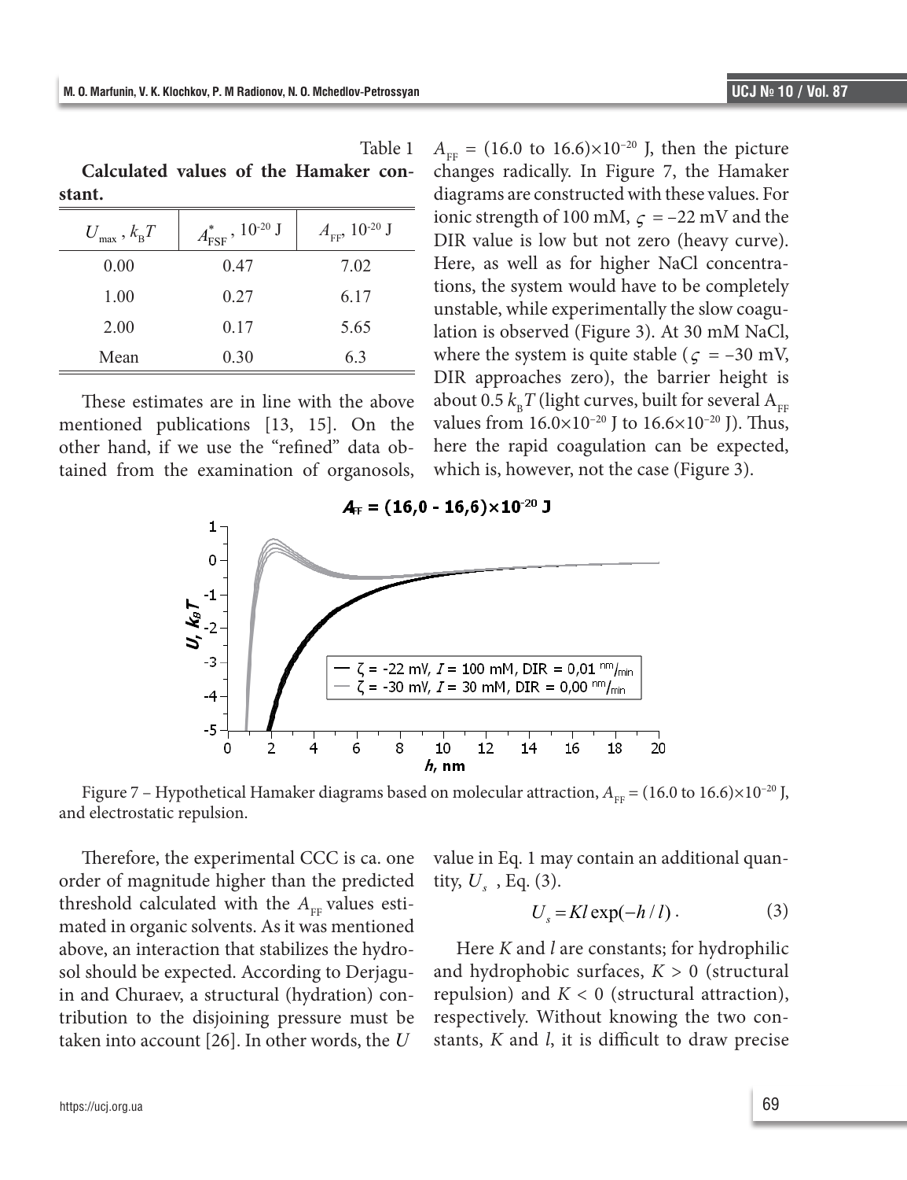Table 1

**Calculated values of the Hamaker constant.**

| $U_{max}$, $k_BT$ | $A^*_{FSF}$, $10^{-20}$ J | $A_{FF}$, $10^{-20}$ J |
|---|---|---|
| 0.00 | 0.47 | 7.02 |
| 1.00 | 0.27 | 6.17 |
| 2.00 | 0.17 | 5.65 |
| Mean | 0.30 | 6.3 |

These estimates are in line with the above mentioned publications [13, 15]. On the other hand, if we use the "refined" data obtained from the examination of organosols, $A_{FF}$ = (16.0 to 16.6)×$10^{-20}$ J, then the picture changes radically. In Figure 7, the Hamaker diagrams are constructed with these values. For ionic strength of 100 mM, $\varsigma$ = –22 mV and the DIR value is low but not zero (heavy curve). Here, as well as for higher NaCl concentrations, the system would have to be completely unstable, while experimentally the slow coagulation is observed (Figure 3). At 30 mM NaCl, where the system is quite stable ($\varsigma$ = –30 mV, DIR approaches zero), the barrier height is about 0.5 $k_BT$ (light curves, built for several $A_{FF}$ values from 16.0×$10^{-20}$ J to 16.6×$10^{-20}$ J). Thus, here the rapid coagulation can be expected, which is, however, not the case (Figure 3).

Figure 7 – Hypothetical Hamaker diagrams based on molecular attraction, $A_{FF}$ = (16.0 to 16.6)×$10^{-20}$ J, and electrostatic repulsion.

Therefore, the experimental CCC is ca. one order of magnitude higher than the predicted threshold calculated with the $A_{FF}$ values estimated in organic solvents. As it was mentioned above, an interaction that stabilizes the hydrosol should be expected. According to Derjaguin and Churaev, a structural (hydration) contribution to the disjoining pressure must be taken into account [26]. In other words, the $U$ value in Eq. 1 may contain an additional quantity, $U_s$, Eq. (3).

$$U_s = Kl\exp(-h/l)\,. \qquad (3)$$

Here $K$ and $l$ are constants; for hydrophilic and hydrophobic surfaces, $K > 0$ (structural repulsion) and $K < 0$ (structural attraction), respectively. Without knowing the two constants, $K$ and $l$, it is difficult to draw precise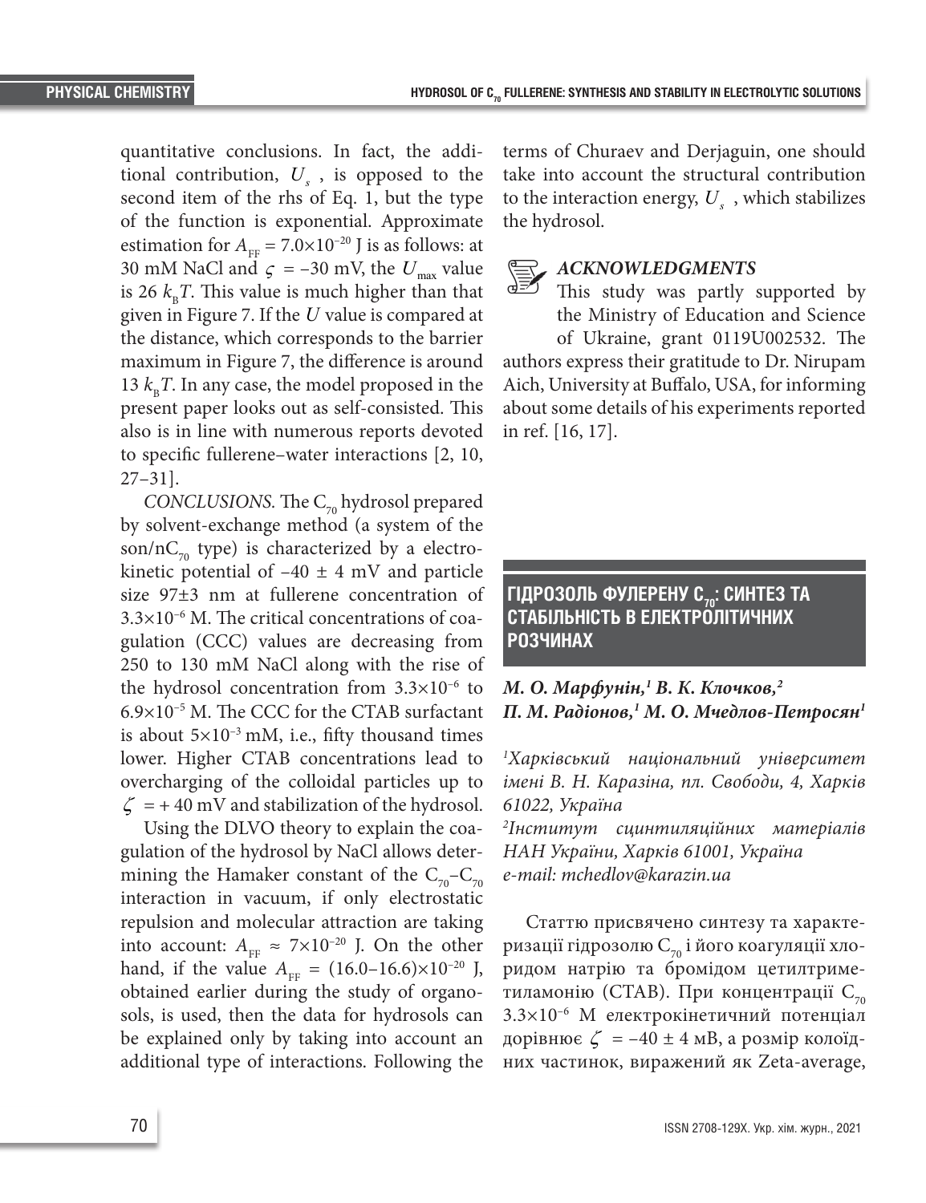quantitative conclusions. In fact, the additional contribution, $U_s$ , is opposed to the second item of the rhs of Eq. 1, but the type of the function is exponential. Approximate estimation for $A_{FF} = 7.0\times10^{-20}$ J is as follows: at 30 mM NaCl and $\zeta = -30$ mV, the $U_{max}$ value is 26 $k_BT$. This value is much higher than that given in Figure 7. If the $U$ value is compared at the distance, which corresponds to the barrier maximum in Figure 7, the difference is around 13 $k_BT$. In any case, the model proposed in the present paper looks out as self-consisted. This also is in line with numerous reports devoted to specific fullerene–water interactions [2, 10, 27–31].

*CONCLUSIONS.* The $C_{70}$ hydrosol prepared by solvent-exchange method (a system of the son/n$C_{70}$ type) is characterized by a electrokinetic potential of −40 ± 4 mV and particle size 97±3 nm at fullerene concentration of $3.3\times10^{-6}$ M. The critical concentrations of coagulation (CCC) values are decreasing from 250 to 130 mM NaCl along with the rise of the hydrosol concentration from $3.3\times10^{-6}$ to $6.9\times10^{-5}$ M. The CCC for the CTAB surfactant is about $5\times10^{-3}$ mM, i.e., fifty thousand times lower. Higher CTAB concentrations lead to overcharging of the colloidal particles up to $\zeta = +40$ mV and stabilization of the hydrosol.

Using the DLVO theory to explain the coagulation of the hydrosol by NaCl allows determining the Hamaker constant of the $C_{70}$–$C_{70}$ interaction in vacuum, if only electrostatic repulsion and molecular attraction are taking into account: $A_{FF} \approx 7\times10^{-20}$ J. On the other hand, if the value $A_{FF} = (16.0–16.6)\times10^{-20}$ J, obtained earlier during the study of organosols, is used, then the data for hydrosols can be explained only by taking into account an additional type of interactions. Following the terms of Churaev and Derjaguin, one should take into account the structural contribution to the interaction energy, $U_s$ , which stabilizes the hydrosol.

### *ACKNOWLEDGMENTS*

This study was partly supported by the Ministry of Education and Science of Ukraine, grant 0119U002532. The authors express their gratitude to Dr. Nirupam Aich, University at Buffalo, USA, for informing about some details of his experiments reported in ref. [16, 17].

## ГІДРОЗОЛЬ ФУЛЕРЕНУ $C_{70}$: СИНТЕЗ ТА СТАБІЛЬНІСТЬ В ЕЛЕКТРОЛІТИЧНИХ РОЗЧИНАХ

***М. О. Марфунін,[1] В. К. Клочков,[2] П. М. Радіонов,[1] М. О. Мчедлов-Петросян[1]***

*[1]Харківський національний університет імені В. Н. Каразіна, пл. Свободи, 4, Харків 61022, Україна*
*[2]Інститут сцинтиляційних матеріалів НАН України, Харків 61001, Україна*
*e-mail: mchedlov@karazin.ua*

Статтю присвячено синтезу та характеризації гідрозолю $C_{70}$ і його коагуляції хлоридом натрію та бромідом цетилтриметиламонію (CTAB). При концентрації $C_{70}$ $3.3\times10^{-6}$ M електрокінетичний потенціал дорівнює $\zeta = -40 \pm 4$ мВ, а розмір колоїдних частинок, виражений як Zeta-average,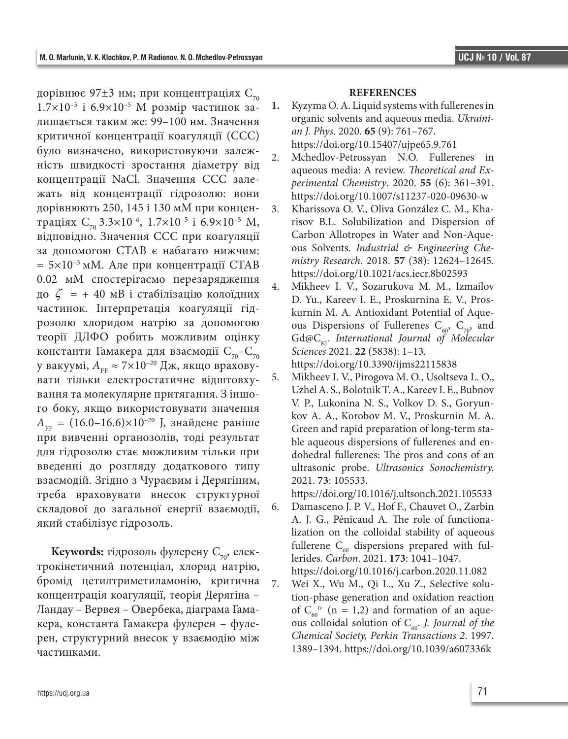дорівнює 97±3 нм; при концентраціях $C_{70}$ $1.7\times10^{-5}$ і $6.9\times10^{-5}$ М розмір частинок залишається таким же: 99–100 нм. Значення критичної концентрації коагуляції (CCC) було визначено, використовуючи залежність швидкості зростання діаметру від концентрації NaCl. Значення CCC залежать від концентрації гідрозолю: вони дорівнюють 250, 145 і 130 мМ при концентраціях $C_{70}$ $3.3\times10^{-6}$, $1.7\times10^{-5}$ і $6.9\times10^{-5}$ М, відповідно. Значення CCC при коагуляції за допомогою CTAB є набагато нижчим: $\approx 5\times10^{-3}$ мМ. Але при концентрації CTAB 0.02 мМ спостерігаємо перезарядження до $\zeta$ = + 40 мВ і стабілізацію колоїдних частинок. Інтерпретація коагуляції гідрозолю хлоридом натрію за допомогою теорії ДЛФО робить можливим оцінку константи Гамакера для взаємодії $C_{70}$–$C_{70}$ у вакуумі, $A_{FF} \approx 7\times10^{-20}$ Дж, якщо враховувати тільки електростатичне відштовхування та молекулярне притягання. З іншого боку, якщо використовувати значення $A_{FF}$ = (16.0–16.6)$\times10^{-20}$ J, знайдене раніше при вивченні органозолів, тоді результат для гідрозолю стає можливим тільки при введенні до розгляду додаткового типу взаємодій. Згідно з Чураєвим і Дерягіним, треба враховувати внесок структурної складової до загальної енергії взаємодії, який стабілізує гідрозоль.

**Keywords:** гідрозоль фулерену $C_{70}$, електрокінетичний потенціал, хлорид натрію, бромід цетилтриметиламонію, критична концентрація коагуляції, теорія Дерягіна – Ландау – Вервея – Овербека, діаграма Гамакера, константа Гамакера фулерен – фулерен, структурний внесок у взаємодію між частинками.

## REFERENCES

1. Kyzyma O. A. Liquid systems with fullerenes in organic solvents and aqueous media. *Ukrainian J. Phys.* 2020. **65** (9): 761–767. https://doi.org/10.15407/ujpe65.9.761
2. Mchedlov-Petrossyan N.O. Fullerenes in aqueous media: A review. *Theoretical and Experimental Chemistry*. 2020. **55** (6): 361–391. https://doi.org/10.1007/s11237-020-09630-w
3. Kharissova O. V., Oliva González C. M., Kharisov B.L. Solubilization and Dispersion of Carbon Allotropes in Water and Non-Aqueous Solvents. *Industrial & Engineering Chemistry Research.* 2018. **57** (38): 12624–12645. https://doi.org/10.1021/acs.iecr.8b02593
4. Mikheev I. V., Sozarukova M. M., Izmailov D. Yu., Kareev I. E., Proskurnina E. V., Proskurnin M. A. Antioxidant Potential of Aqueous Dispersions of Fullerenes $C_{60}$, $C_{70}$, and Gd@$C_{82}$. *International Journal of Molecular Sciences* 2021. **22** (5838): 1–13. https://doi.org/10.3390/ijms22115838
5. Mikheev I. V., Pirogova M. O., Usoltseva L. O., Uzhel A. S., Bolotnik T. A., Kareev I. E., Bubnov V. P., Lukonina N. S., Volkov D. S., Goryunkov A. A., Korobov M. V., Proskurnin M. A. Green and rapid preparation of long-term stable aqueous dispersions of fullerenes and endohedral fullerenes: The pros and cons of an ultrasonic probe. *Ultrasonics Sonochemistry.* 2021. **73**: 105533. https://doi.org/10.1016/j.ultsonch.2021.105533
6. Damasceno J. P. V., Hof F., Chauvet O., Zarbin A. J. G., Pénicaud A. The role of functionalization on the colloidal stability of aqueous fullerene $C_{60}$ dispersions prepared with fullerides. *Carbon*. 2021. **173**: 1041–1047. https://doi.org/10.1016/j.carbon.2020.11.082
7. Wei X., Wu M., Qi L., Xu Z., Selective solution-phase generation and oxidation reaction of $C_{60}^{n-}$ (n = 1,2) and formation of an aqueous colloidal solution of $C_{60}$. *J. Journal of the Chemical Society, Perkin Transactions 2*. 1997. 1389–1394. https://doi.org/10.1039/a607336k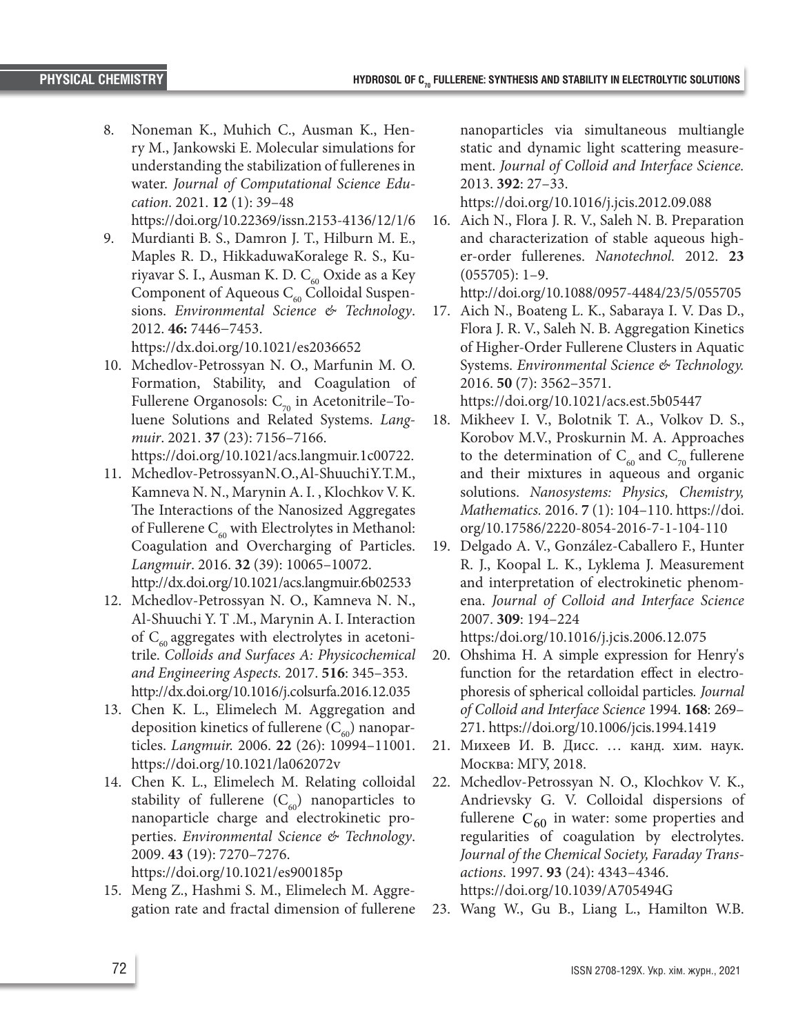8. Noneman K., Muhich C., Ausman K., Henry M., Jankowski E. Molecular simulations for understanding the stabilization of fullerenes in water. *Journal of Computational Science Education*. 2021. **12** (1): 39–48 https://doi.org/10.22369/issn.2153-4136/12/1/6
9. Murdianti B. S., Damron J. T., Hilburn M. E., Maples R. D., HikkaduwaKoralege R. S., Kuriyavar S. I., Ausman K. D. $C_{60}$ Oxide as a Key Component of Aqueous $C_{60}$ Colloidal Suspensions. *Environmental Science & Technology*. 2012. **46:** 7446–7453. https://dx.doi.org/10.1021/es2036652
10. Mchedlov-Petrossyan N. O., Marfunin M. O. Formation, Stability, and Coagulation of Fullerene Organosols: $C_{70}$ in Acetonitrile–Toluene Solutions and Related Systems. *Langmuir*. 2021. **37** (23): 7156–7166. https://doi.org/10.1021/acs.langmuir.1c00722.
11. Mchedlov-Petrossyan N.O., Al-Shuuchi Y.T.M., Kamneva N. N., Marynin A. I. , Klochkov V. K. The Interactions of the Nanosized Aggregates of Fullerene $C_{60}$ with Electrolytes in Methanol: Coagulation and Overcharging of Particles. *Langmuir*. 2016. **32** (39): 10065–10072. http://dx.doi.org/10.1021/acs.langmuir.6b02533
12. Mchedlov-Petrossyan N. O., Kamneva N. N., Al-Shuuchi Y. T .M., Marynin A. I. Interaction of $C_{60}$ aggregates with electrolytes in acetonitrile. *Colloids and Surfaces A: Physicochemical and Engineering Aspects.* 2017. **516**: 345–353. http://dx.doi.org/10.1016/j.colsurfa.2016.12.035
13. Chen K. L., Elimelech M. Aggregation and deposition kinetics of fullerene ($C_{60}$) nanoparticles. *Langmuir.* 2006. **22** (26): 10994–11001. https://doi.org/10.1021/la062072v
14. Chen K. L., Elimelech M. Relating colloidal stability of fullerene ($C_{60}$) nanoparticles to nanoparticle charge and electrokinetic properties. *Environmental Science & Technology*. 2009. **43** (19): 7270–7276. https://doi.org/10.1021/es900185p
15. Meng Z., Hashmi S. M., Elimelech M. Aggregation rate and fractal dimension of fullerene nanoparticles via simultaneous multiangle static and dynamic light scattering measurement. *Journal of Colloid and Interface Science.* 2013. **392**: 27–33. https://doi.org/10.1016/j.jcis.2012.09.088
16. Aich N., Flora J. R. V., Saleh N. B. Preparation and characterization of stable aqueous higher-order fullerenes. *Nanotechnol.* 2012. **23** (055705): 1–9. http://doi.org/10.1088/0957-4484/23/5/055705
17. Aich N., Boateng L. K., Sabaraya I. V. Das D., Flora J. R. V., Saleh N. B. Aggregation Kinetics of Higher-Order Fullerene Clusters in Aquatic Systems. *Environmental Science & Technology.* 2016. **50** (7): 3562–3571. https://doi.org/10.1021/acs.est.5b05447
18. Mikheev I. V., Bolotnik T. A., Volkov D. S., Korobov M.V., Proskurnin M. A. Approaches to the determination of $C_{60}$ and $C_{70}$ fullerene and their mixtures in aqueous and organic solutions. *Nanosystems: Physics, Chemistry, Mathematics.* 2016. **7** (1): 104–110. https://doi.org/10.17586/2220-8054-2016-7-1-104-110
19. Delgado A. V., González-Caballero F., Hunter R. J., Koopal L. K., Lyklema J. Measurement and interpretation of electrokinetic phenomena. *Journal of Colloid and Interface Science* 2007. **309**: 194–224 https:/doi.org/10.1016/j.jcis.2006.12.075
20. Ohshima H. A simple expression for Henry's function for the retardation effect in electrophoresis of spherical colloidal particles. *Journal of Colloid and Interface Science* 1994. **168**: 269–271. https://doi.org/10.1006/jcis.1994.1419
21. Михеев И. В. Дисс. … канд. хим. наук. Москва: МГУ, 2018.
22. Mchedlov-Petrossyan N. O., Klochkov V. K., Andrievsky G. V. Colloidal dispersions of fullerene $C_{60}$ in water: some properties and regularities of coagulation by electrolytes. *Journal of the Chemical Society, Faraday Transactions*. 1997. **93** (24): 4343–4346. https://doi.org/10.1039/A705494G
23. Wang W., Gu B., Liang L., Hamilton W.B.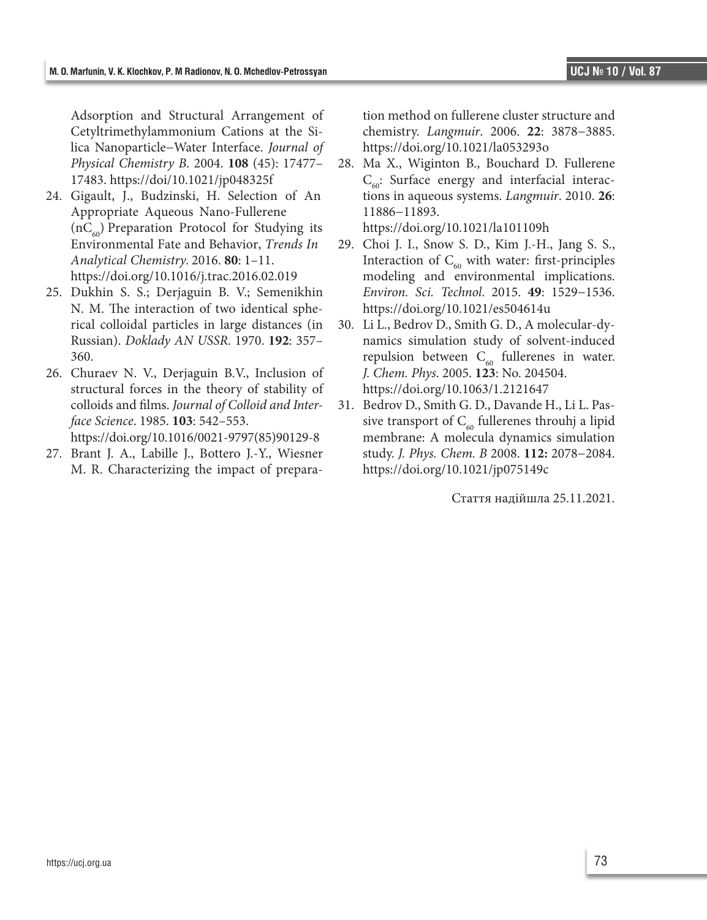Adsorption and Structural Arrangement of Cetyltrimethylammonium Cations at the Silica Nanoparticle–Water Interface. *Journal of Physical Chemistry B*. 2004. **108** (45): 17477–17483. https://doi/10.1021/jp048325f

24. Gigault, J., Budzinski, H. Selection of An Appropriate Aqueous Nano-Fullerene ($nC_{60}$) Preparation Protocol for Studying its Environmental Fate and Behavior, *Trends In Analytical Chemistry*. 2016. **80**: 1–11. https://doi.org/10.1016/j.trac.2016.02.019
25. Dukhin S. S.; Derjaguin B. V.; Semenikhin N. M. The interaction of two identical spherical colloidal particles in large distances (in Russian). *Doklady AN USSR*. 1970. **192**: 357–360.
26. Churaev N. V., Derjaguin B.V., Inclusion of structural forces in the theory of stability of colloids and films. *Journal of Colloid and Interface Science*. 1985. **103**: 542–553. https://doi.org/10.1016/0021-9797(85)90129-8
27. Brant J. A., Labille J., Bottero J.-Y., Wiesner M. R. Characterizing the impact of preparation method on fullerene cluster structure and chemistry. *Langmuir*. 2006. **22**: 3878–3885. https://doi.org/10.1021/la053293o
28. Ma X., Wiginton B., Bouchard D. Fullerene $C_{60}$: Surface energy and interfacial interactions in aqueous systems. *Langmuir*. 2010. **26**: 11886–11893. https://doi.org/10.1021/la101109h
29. Choi J. I., Snow S. D., Kim J.-H., Jang S. S., Interaction of $C_{60}$ with water: first-principles modeling and environmental implications. *Environ. Sci. Technol*. 2015. **49**: 1529–1536. https://doi.org/10.1021/es504614u
30. Li L., Bedrov D., Smith G. D., A molecular-dynamics simulation study of solvent-induced repulsion between $C_{60}$ fullerenes in water. *J. Chem. Phys*. 2005. **123**: No. 204504. https://doi.org/10.1063/1.2121647
31. Bedrov D., Smith G. D., Davande H., Li L. Passive transport of $C_{60}$ fullerenes throuhj a lipid membrane: A molecula dynamics simulation study. *J. Phys. Chem. B* 2008. **112:** 2078–2084. https://doi.org/10.1021/jp075149c

Стаття надійшла 25.11.2021.